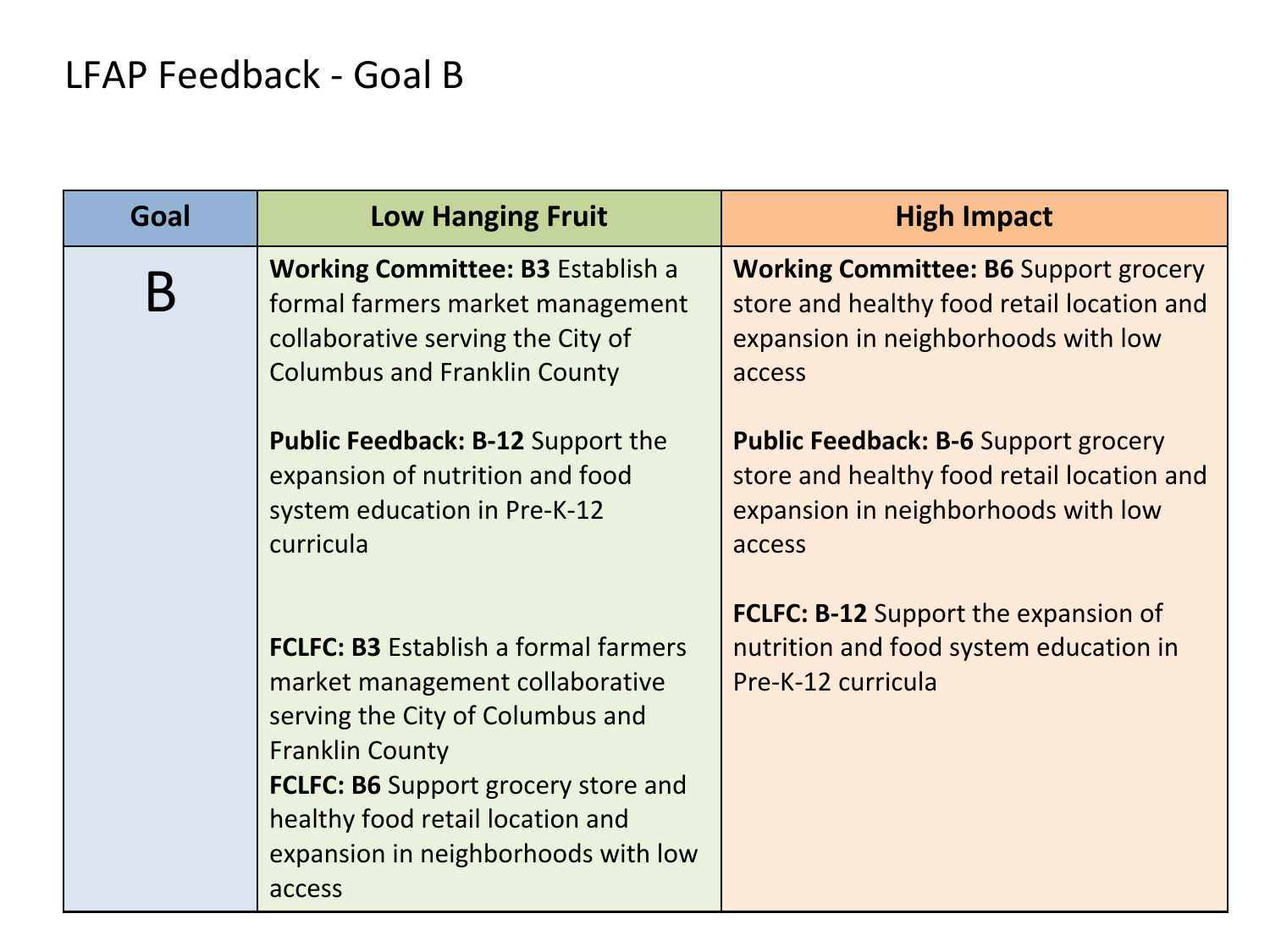# LFAP Feedback - Goal B

| Goal | Low Hanging Fruit | High Impact |
|---|---|---|
| B | **Working Committee: B3** Establish a formal farmers market management collaborative serving the City of Columbus and Franklin County<br><br>**Public Feedback: B-12** Support the expansion of nutrition and food system education in Pre-K-12 curricula<br><br>**FCLFC: B3** Establish a formal farmers market management collaborative serving the City of Columbus and Franklin County<br>**FCLFC: B6** Support grocery store and healthy food retail location and expansion in neighborhoods with low access | **Working Committee: B6** Support grocery store and healthy food retail location and expansion in neighborhoods with low access<br><br>**Public Feedback: B-6** Support grocery store and healthy food retail location and expansion in neighborhoods with low access<br><br>**FCLFC: B-12** Support the expansion of nutrition and food system education in Pre-K-12 curricula |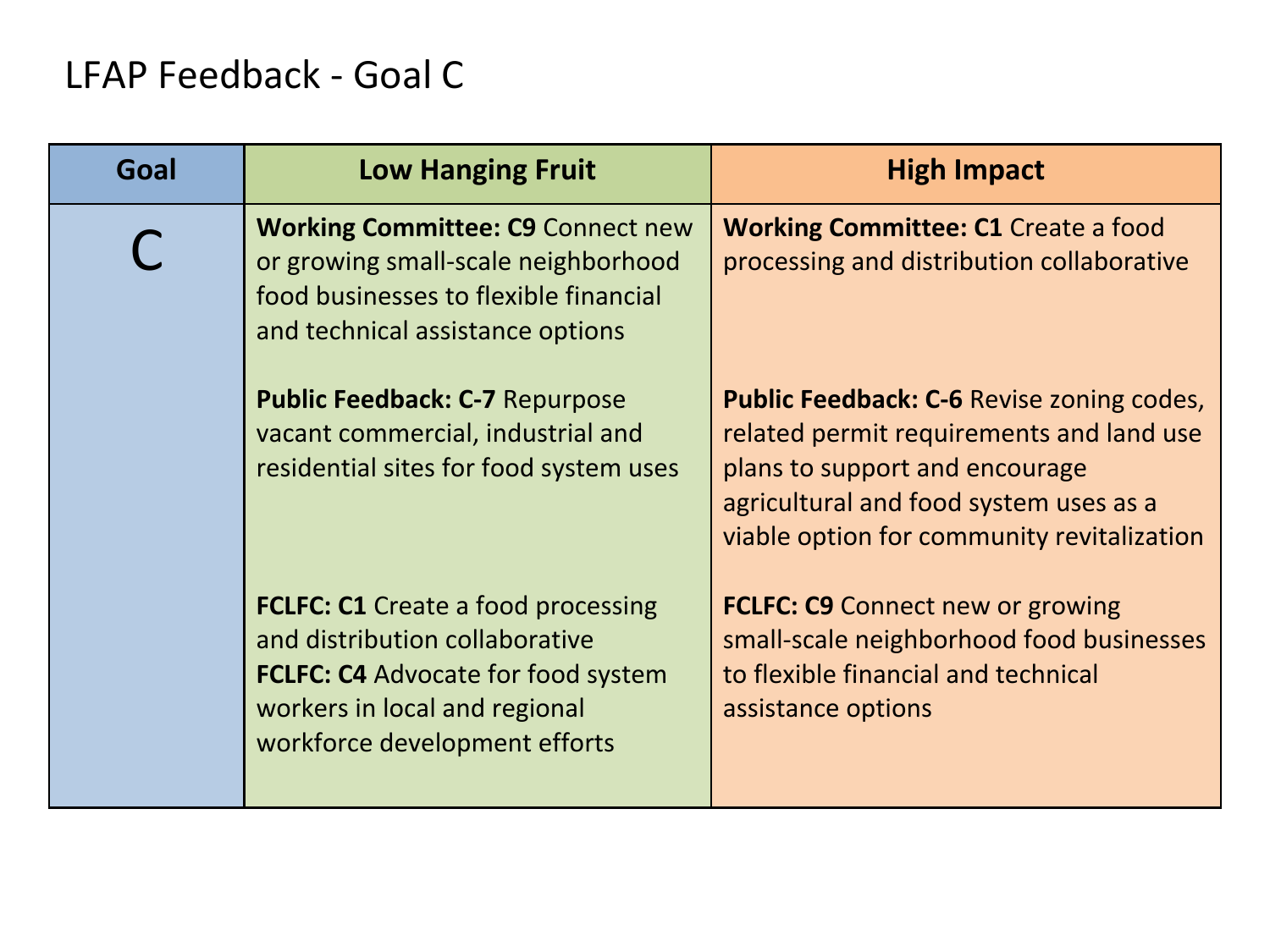# LFAP Feedback - Goal C

| Goal | Low Hanging Fruit | High Impact |
|---|---|---|
| C | **Working Committee: C9** Connect new or growing small-scale neighborhood food businesses to flexible financial and technical assistance options | **Working Committee: C1** Create a food processing and distribution collaborative |
| | **Public Feedback: C-7** Repurpose vacant commercial, industrial and residential sites for food system uses | **Public Feedback: C-6** Revise zoning codes, related permit requirements and land use plans to support and encourage agricultural and food system uses as a viable option for community revitalization |
| | **FCLFC: C1** Create a food processing and distribution collaborative<br>**FCLFC: C4** Advocate for food system workers in local and regional workforce development efforts | **FCLFC: C9** Connect new or growing small-scale neighborhood food businesses to flexible financial and technical assistance options |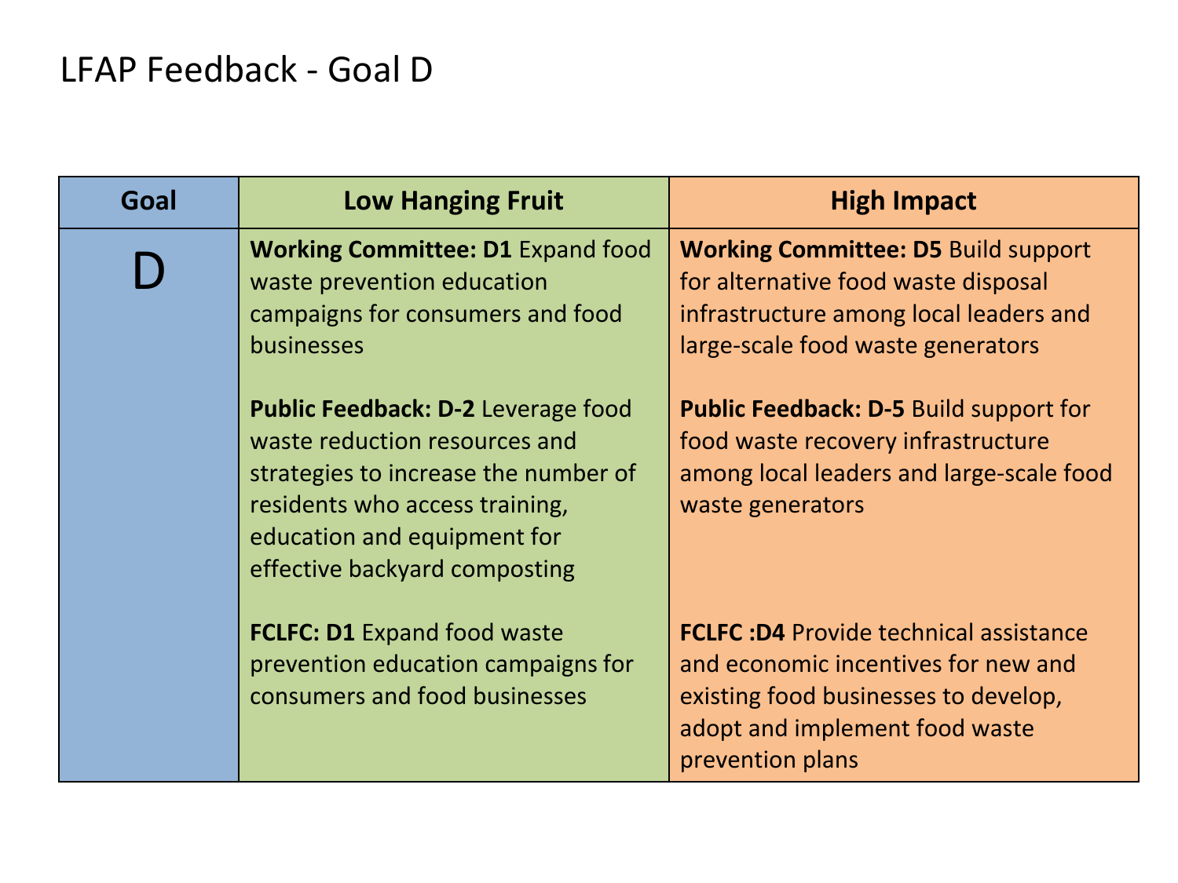# LFAP Feedback - Goal D

| Goal | Low Hanging Fruit | High Impact |
|---|---|---|
| D | **Working Committee: D1** Expand food waste prevention education campaigns for consumers and food businesses<br><br>**Public Feedback: D-2** Leverage food waste reduction resources and strategies to increase the number of residents who access training, education and equipment for effective backyard composting<br><br>**FCLFC: D1** Expand food waste prevention education campaigns for consumers and food businesses | **Working Committee: D5** Build support for alternative food waste disposal infrastructure among local leaders and large-scale food waste generators<br><br>**Public Feedback: D-5** Build support for food waste recovery infrastructure among local leaders and large-scale food waste generators<br><br>**FCLFC :D4** Provide technical assistance and economic incentives for new and existing food businesses to develop, adopt and implement food waste prevention plans |